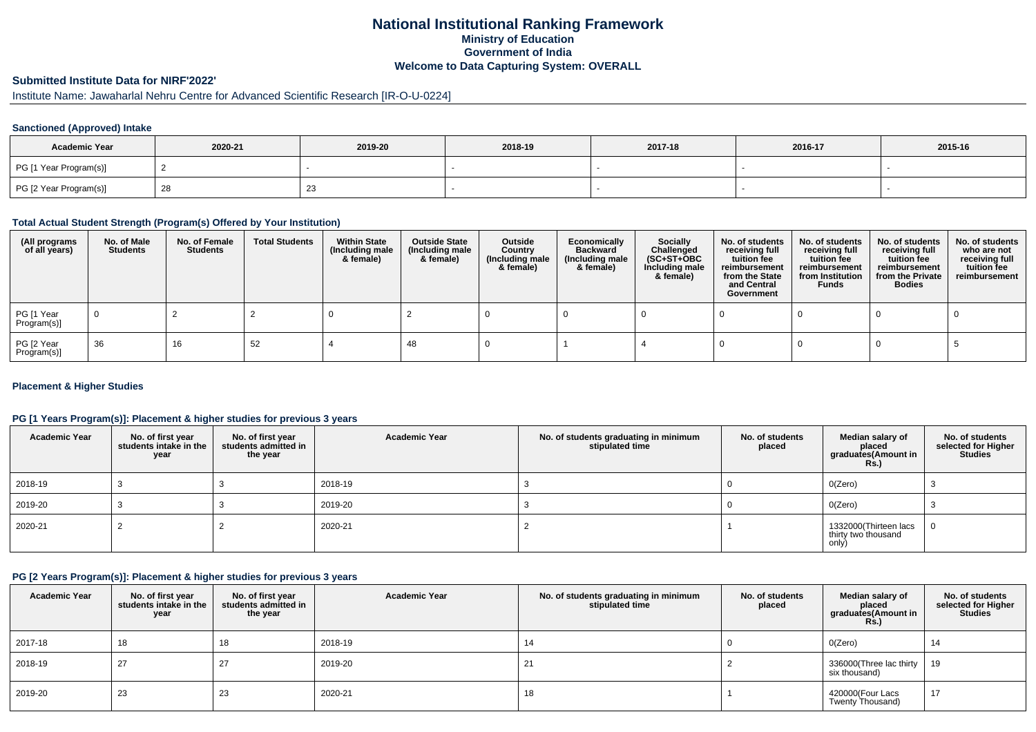# National Institutional Ranking Framework

## Ministry of Education

## Government of India

## Welcome to Data Capturing System: OVERALL

### Submitted Institute Data for NIRF'2022'

Institute Name: Jawaharlal Nehru Centre for Advanced Scientific Research [IR-O-U-0224]

#### Sanctioned (Approved) Intake

| Academic Year | 2020-21 | 2019-20 | 2018-19 | 2017-18 | 2016-17 | 2015-16 |
|---|---|---|---|---|---|---|
| PG [1 Year Program(s)] | 2 | - | - | - | - | - |
| PG [2 Year Program(s)] | 28 | 23 | - | - | - | - |

#### Total Actual Student Strength (Program(s) Offered by Your Institution)

| (All programs of all years) | No. of Male Students | No. of Female Students | Total Students | Within State (Including male & female) | Outside State (Including male & female) | Outside Country (Including male & female) | Economically Backward (Including male & female) | Socially Challenged (SC+ST+OBC Including male & female) | No. of students receiving full tuition fee reimbursement from the State and Central Government | No. of students receiving full tuition fee reimbursement from Institution Funds | No. of students receiving full tuition fee reimbursement from the Private Bodies | No. of students who are not receiving full tuition fee reimbursement |
|---|---|---|---|---|---|---|---|---|---|---|---|---|
| PG [1 Year Program(s)] | 0 | 2 | 2 | 0 | 2 | 0 | 0 | 0 | 0 | 0 | 0 | 0 |
| PG [2 Year Program(s)] | 36 | 16 | 52 | 4 | 48 | 0 | 1 | 4 | 0 | 0 | 0 | 5 |

#### Placement & Higher Studies

#### PG [1 Years Program(s)]: Placement & higher studies for previous 3 years

| Academic Year | No. of first year students intake in the year | No. of first year students admitted in the year | Academic Year | No. of students graduating in minimum stipulated time | No. of students placed | Median salary of placed graduates(Amount in Rs.) | No. of students selected for Higher Studies |
|---|---|---|---|---|---|---|---|
| 2018-19 | 3 | 3 | 2018-19 | 3 | 0 | 0(Zero) | 3 |
| 2019-20 | 3 | 3 | 2019-20 | 3 | 0 | 0(Zero) | 3 |
| 2020-21 | 2 | 2 | 2020-21 | 2 | 1 | 1332000(Thirteen lacs thirty two thousand only) | 0 |

#### PG [2 Years Program(s)]: Placement & higher studies for previous 3 years

| Academic Year | No. of first year students intake in the year | No. of first year students admitted in the year | Academic Year | No. of students graduating in minimum stipulated time | No. of students placed | Median salary of placed graduates(Amount in Rs.) | No. of students selected for Higher Studies |
|---|---|---|---|---|---|---|---|
| 2017-18 | 18 | 18 | 2018-19 | 14 | 0 | 0(Zero) | 14 |
| 2018-19 | 27 | 27 | 2019-20 | 21 | 2 | 336000(Three lac thirty six thousand) | 19 |
| 2019-20 | 23 | 23 | 2020-21 | 18 | 1 | 420000(Four Lacs Twenty Thousand) | 17 |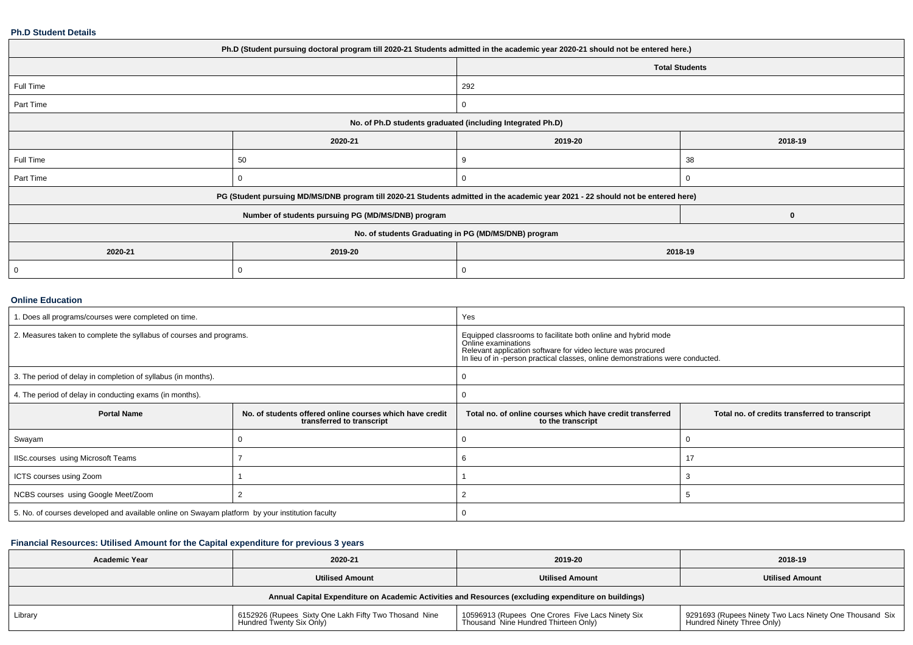**Ph.D Student Details**

| Ph.D (Student pursuing doctoral program till 2020-21 Students admitted in the academic year 2020-21 should not be entered here.) | | | |
|---|---|---|---|
| | | Total Students | |
| Full Time | | 292 | |
| Part Time | | 0 | |
| No. of Ph.D students graduated (including Integrated Ph.D) | | | |
| | 2020-21 | 2019-20 | 2018-19 |
| Full Time | 50 | 9 | 38 |
| Part Time | 0 | 0 | 0 |
| PG (Student pursuing MD/MS/DNB program till 2020-21 Students admitted in the academic year 2021 - 22 should not be entered here) | | | |
| Number of students pursuing PG (MD/MS/DNB) program | | | 0 |
| No. of students Graduating in PG (MD/MS/DNB) program | | | |
| 2020-21 | 2019-20 | 2018-19 | |
| 0 | 0 | 0 | |

**Online Education**

| 1. Does all programs/courses were completed on time. | | Yes | |
|---|---|---|---|
| 2. Measures taken to complete the syllabus of courses and programs. | | Equipped classrooms to facilitate both online and hybrid mode<br>Online examinations<br>Relevant application software for video lecture was procured<br>In lieu of in -person practical classes, online demonstrations were conducted. | |
| 3. The period of delay in completion of syllabus (in months). | | 0 | |
| 4. The period of delay in conducting exams (in months). | | 0 | |
| **Portal Name** | **No. of students offered online courses which have credit transferred to transcript** | **Total no. of online courses which have credit transferred to the transcript** | **Total no. of credits transferred to transcript** |
| Swayam | 0 | 0 | 0 |
| IISc.courses using Microsoft Teams | 7 | 6 | 17 |
| ICTS courses using Zoom | 1 | 1 | 3 |
| NCBS courses using Google Meet/Zoom | 2 | 2 | 5 |
| 5. No. of courses developed and available online on Swayam platform by your institution faculty | | 0 | |

**Financial Resources: Utilised Amount for the Capital expenditure for previous 3 years**

| Academic Year | 2020-21 | 2019-20 | 2018-19 |
|---|---|---|---|
| | Utilised Amount | Utilised Amount | Utilised Amount |
| Annual Capital Expenditure on Academic Activities and Resources (excluding expenditure on buildings) | | | |
| Library | 6152926 (Rupees Sixty One Lakh Fifty Two Thosand Nine Hundred Twenty Six Only) | 10596913 (Rupees One Crores Five Lacs Ninety Six Thousand Nine Hundred Thirteen Only) | 9291693 (Rupees Ninety Two Lacs Ninety One Thousand Six Hundred Ninety Three Only) |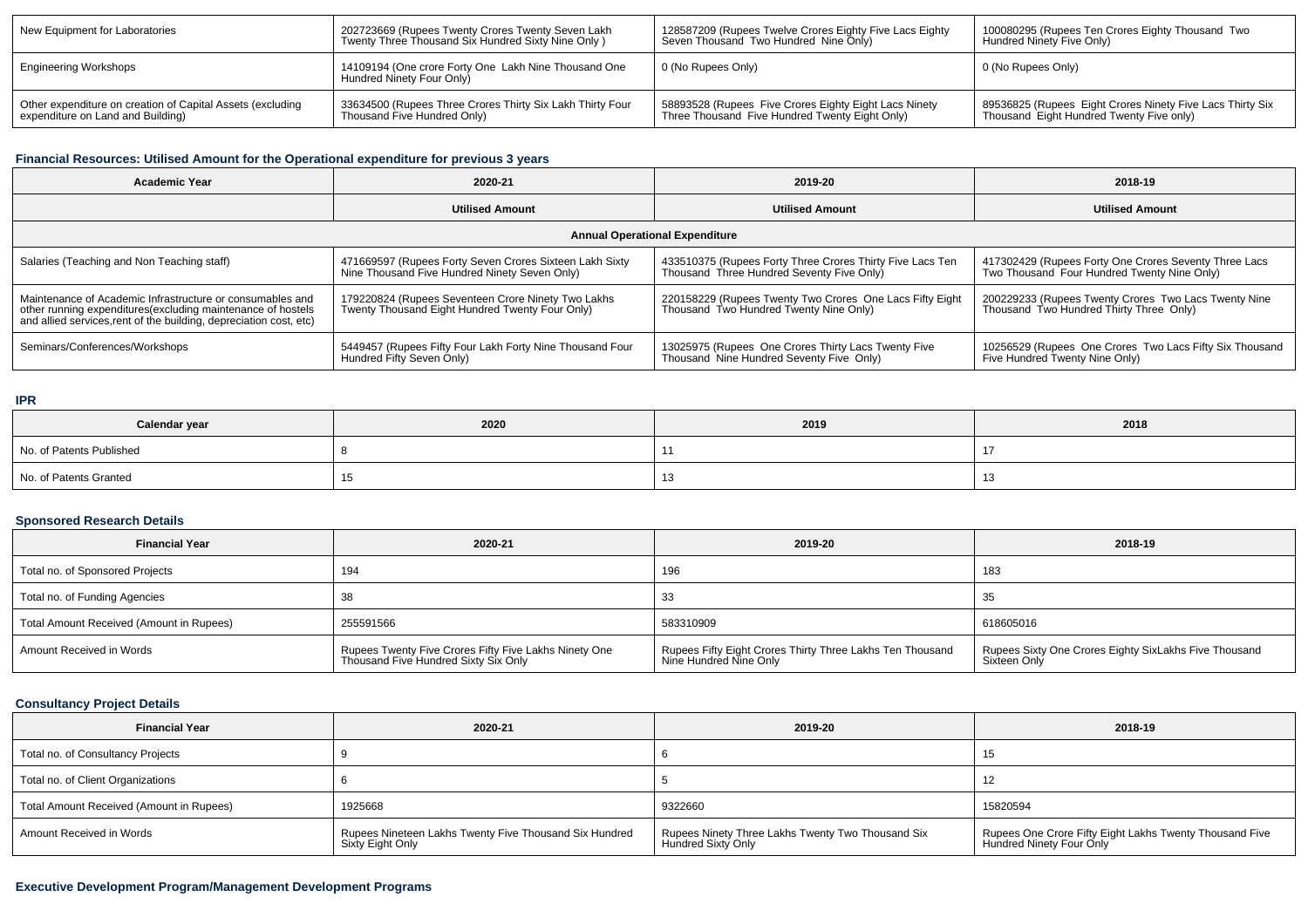| New Equipment for Laboratories | 202723669 (Rupees Twenty Crores Twenty Seven Lakh Twenty Three Thousand Six Hundred Sixty Nine Only ) | 128587209 (Rupees Twelve Crores Eighty Five Lacs Eighty Seven Thousand Two Hundred Nine Only) | 100080295 (Rupees Ten Crores Eighty Thousand Two Hundred Ninety Five Only) |
|---|---|---|---|
| Engineering Workshops | 14109194 (One crore Forty One Lakh Nine Thousand One Hundred Ninety Four Only) | 0 (No Rupees Only) | 0 (No Rupees Only) |
| Other expenditure on creation of Capital Assets (excluding expenditure on Land and Building) | 33634500 (Rupees Three Crores Thirty Six Lakh Thirty Four Thousand Five Hundred Only) | 58893528 (Rupees Five Crores Eighty Eight Lacs Ninety Three Thousand Five Hundred Twenty Eight Only) | 89536825 (Rupees Eight Crores Ninety Five Lacs Thirty Six Thousand Eight Hundred Twenty Five only) |

### Financial Resources: Utilised Amount for the Operational expenditure for previous 3 years

| Academic Year | 2020-21 | 2019-20 | 2018-19 |
|---|---|---|---|
| | Utilised Amount | Utilised Amount | Utilised Amount |
| Annual Operational Expenditure | | | |
| Salaries (Teaching and Non Teaching staff) | 471669597 (Rupees Forty Seven Crores Sixteen Lakh Sixty Nine Thousand Five Hundred Ninety Seven Only) | 433510375 (Rupees Forty Three Crores Thirty Five Lacs Ten Thousand Three Hundred Seventy Five Only) | 417302429 (Rupees Forty One Crores Seventy Three Lacs Two Thousand Four Hundred Twenty Nine Only) |
| Maintenance of Academic Infrastructure or consumables and other running expenditures(excluding maintenance of hostels and allied services,rent of the building, depreciation cost, etc) | 179220824 (Rupees Seventeen Crore Ninety Two Lakhs Twenty Thousand Eight Hundred Twenty Four Only) | 220158229 (Rupees Twenty Two Crores One Lacs Fifty Eight Thousand Two Hundred Twenty Nine Only) | 200229233 (Rupees Twenty Crores Two Lacs Twenty Nine Thousand Two Hundred Thirty Three Only) |
| Seminars/Conferences/Workshops | 5449457 (Rupees Fifty Four Lakh Forty Nine Thousand Four Hundred Fifty Seven Only) | 13025975 (Rupees One Crores Thirty Lacs Twenty Five Thousand Nine Hundred Seventy Five Only) | 10256529 (Rupees One Crores Two Lacs Fifty Six Thousand Five Hundred Twenty Nine Only) |

### IPR

| Calendar year | 2020 | 2019 | 2018 |
|---|---|---|---|
| No. of Patents Published | 8 | 11 | 17 |
| No. of Patents Granted | 15 | 13 | 13 |

### Sponsored Research Details

| Financial Year | 2020-21 | 2019-20 | 2018-19 |
|---|---|---|---|
| Total no. of Sponsored Projects | 194 | 196 | 183 |
| Total no. of Funding Agencies | 38 | 33 | 35 |
| Total Amount Received (Amount in Rupees) | 255591566 | 583310909 | 618605016 |
| Amount Received in Words | Rupees Twenty Five Crores Fifty Five Lakhs Ninety One Thousand Five Hundred Sixty Six Only | Rupees Fifty Eight Crores Thirty Three Lakhs Ten Thousand Nine Hundred Nine Only | Rupees Sixty One Crores Eighty SixLakhs Five Thousand Sixteen Only |

### Consultancy Project Details

| Financial Year | 2020-21 | 2019-20 | 2018-19 |
|---|---|---|---|
| Total no. of Consultancy Projects | 9 | 6 | 15 |
| Total no. of Client Organizations | 6 | 5 | 12 |
| Total Amount Received (Amount in Rupees) | 1925668 | 9322660 | 15820594 |
| Amount Received in Words | Rupees Nineteen Lakhs Twenty Five Thousand Six Hundred Sixty Eight Only | Rupees Ninety Three Lakhs Twenty Two Thousand Six Hundred Sixty Only | Rupees One Crore Fifty Eight Lakhs Twenty Thousand Five Hundred Ninety Four Only |

### Executive Development Program/Management Development Programs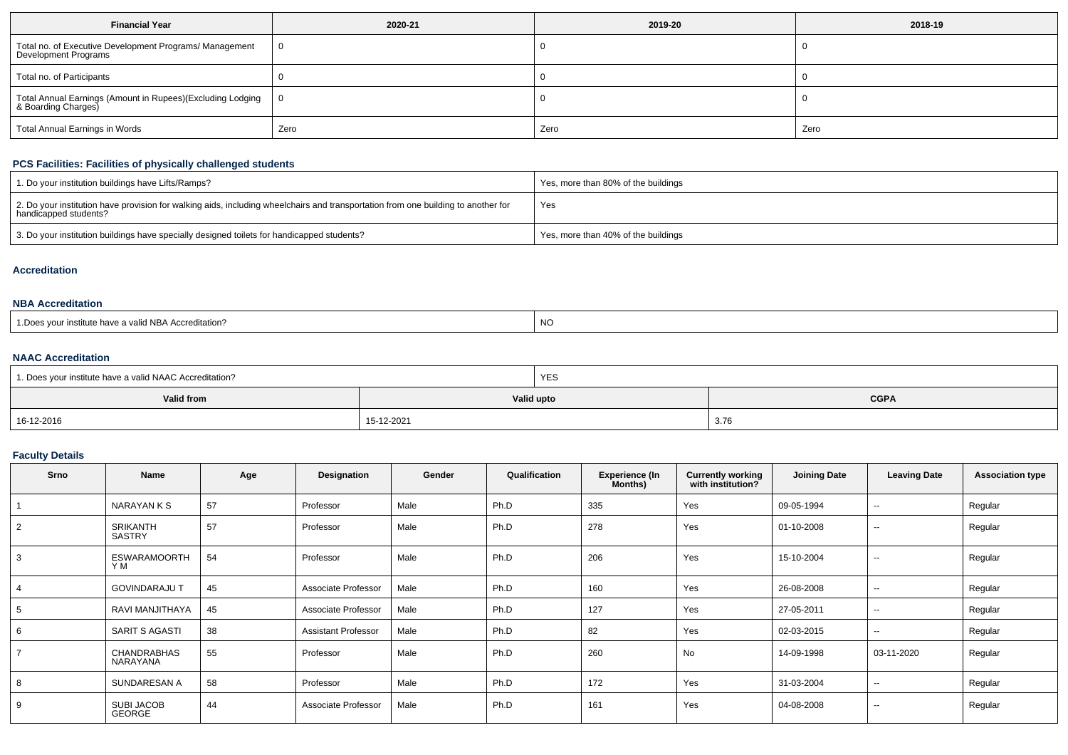| Financial Year | 2020-21 | 2019-20 | 2018-19 |
|---|---|---|---|
| Total no. of Executive Development Programs/ Management Development Programs | 0 | 0 | 0 |
| Total no. of Participants | 0 | 0 | 0 |
| Total Annual Earnings (Amount in Rupees)(Excluding Lodging & Boarding Charges) | 0 | 0 | 0 |
| Total Annual Earnings in Words | Zero | Zero | Zero |

### PCS Facilities: Facilities of physically challenged students

| | |
|---|---|
| 1. Do your institution buildings have Lifts/Ramps? | Yes, more than 80% of the buildings |
| 2. Do your institution have provision for walking aids, including wheelchairs and transportation from one building to another for handicapped students? | Yes |
| 3. Do your institution buildings have specially designed toilets for handicapped students? | Yes, more than 40% of the buildings |

### Accreditation

### NBA Accreditation

| | |
|---|---|
| 1.Does your institute have a valid NBA Accreditation? | NO |

### NAAC Accreditation

| 1. Does your institute have a valid NAAC Accreditation? | YES | |
|---|---|---|
| **Valid from** | **Valid upto** | **CGPA** |
| 16-12-2016 | 15-12-2021 | 3.76 |

### Faculty Details

| Srno | Name | Age | Designation | Gender | Qualification | Experience (In Months) | Currently working with institution? | Joining Date | Leaving Date | Association type |
|---|---|---|---|---|---|---|---|---|---|---|
| 1 | NARAYAN K S | 57 | Professor | Male | Ph.D | 335 | Yes | 09-05-1994 | -- | Regular |
| 2 | SRIKANTH SASTRY | 57 | Professor | Male | Ph.D | 278 | Yes | 01-10-2008 | -- | Regular |
| 3 | ESWARAMOORTHY M | 54 | Professor | Male | Ph.D | 206 | Yes | 15-10-2004 | -- | Regular |
| 4 | GOVINDARAJU T | 45 | Associate Professor | Male | Ph.D | 160 | Yes | 26-08-2008 | -- | Regular |
| 5 | RAVI MANJITHAYA | 45 | Associate Professor | Male | Ph.D | 127 | Yes | 27-05-2011 | -- | Regular |
| 6 | SARIT S AGASTI | 38 | Assistant Professor | Male | Ph.D | 82 | Yes | 02-03-2015 | -- | Regular |
| 7 | CHANDRABHAS NARAYANA | 55 | Professor | Male | Ph.D | 260 | No | 14-09-1998 | 03-11-2020 | Regular |
| 8 | SUNDARESAN A | 58 | Professor | Male | Ph.D | 172 | Yes | 31-03-2004 | -- | Regular |
| 9 | SUBI JACOB GEORGE | 44 | Associate Professor | Male | Ph.D | 161 | Yes | 04-08-2008 | -- | Regular |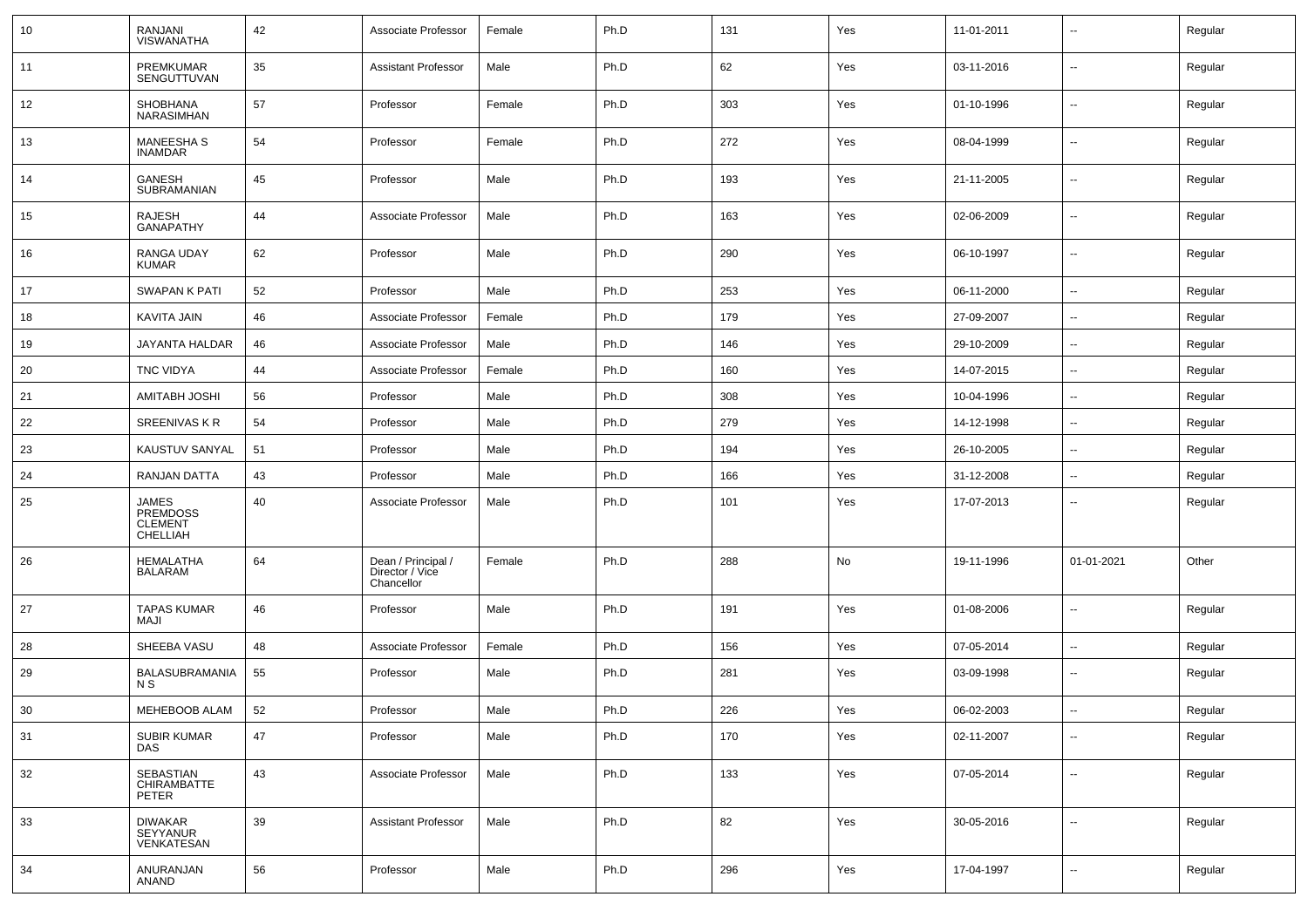| 10 | RANJANI VISWANATHA | 42 | Associate Professor | Female | Ph.D | 131 | Yes | 11-01-2011 | -- | Regular |
|---|---|---|---|---|---|---|---|---|---|---|
| 11 | PREMKUMAR SENGUTTUVAN | 35 | Assistant Professor | Male | Ph.D | 62 | Yes | 03-11-2016 | -- | Regular |
| 12 | SHOBHANA NARASIMHAN | 57 | Professor | Female | Ph.D | 303 | Yes | 01-10-1996 | -- | Regular |
| 13 | MANEESHA S INAMDAR | 54 | Professor | Female | Ph.D | 272 | Yes | 08-04-1999 | -- | Regular |
| 14 | GANESH SUBRAMANIAN | 45 | Professor | Male | Ph.D | 193 | Yes | 21-11-2005 | -- | Regular |
| 15 | RAJESH GANAPATHY | 44 | Associate Professor | Male | Ph.D | 163 | Yes | 02-06-2009 | -- | Regular |
| 16 | RANGA UDAY KUMAR | 62 | Professor | Male | Ph.D | 290 | Yes | 06-10-1997 | -- | Regular |
| 17 | SWAPAN K PATI | 52 | Professor | Male | Ph.D | 253 | Yes | 06-11-2000 | -- | Regular |
| 18 | KAVITA JAIN | 46 | Associate Professor | Female | Ph.D | 179 | Yes | 27-09-2007 | -- | Regular |
| 19 | JAYANTA HALDAR | 46 | Associate Professor | Male | Ph.D | 146 | Yes | 29-10-2009 | -- | Regular |
| 20 | TNC VIDYA | 44 | Associate Professor | Female | Ph.D | 160 | Yes | 14-07-2015 | -- | Regular |
| 21 | AMITABH JOSHI | 56 | Professor | Male | Ph.D | 308 | Yes | 10-04-1996 | -- | Regular |
| 22 | SREENIVAS K R | 54 | Professor | Male | Ph.D | 279 | Yes | 14-12-1998 | -- | Regular |
| 23 | KAUSTUV SANYAL | 51 | Professor | Male | Ph.D | 194 | Yes | 26-10-2005 | -- | Regular |
| 24 | RANJAN DATTA | 43 | Professor | Male | Ph.D | 166 | Yes | 31-12-2008 | -- | Regular |
| 25 | JAMES PREMDOSS CLEMENT CHELLIAH | 40 | Associate Professor | Male | Ph.D | 101 | Yes | 17-07-2013 | -- | Regular |
| 26 | HEMALATHA BALARAM | 64 | Dean / Principal / Director / Vice Chancellor | Female | Ph.D | 288 | No | 19-11-1996 | 01-01-2021 | Other |
| 27 | TAPAS KUMAR MAJI | 46 | Professor | Male | Ph.D | 191 | Yes | 01-08-2006 | -- | Regular |
| 28 | SHEEBA VASU | 48 | Associate Professor | Female | Ph.D | 156 | Yes | 07-05-2014 | -- | Regular |
| 29 | BALASUBRAMANIA N S | 55 | Professor | Male | Ph.D | 281 | Yes | 03-09-1998 | -- | Regular |
| 30 | MEHEBOOB ALAM | 52 | Professor | Male | Ph.D | 226 | Yes | 06-02-2003 | -- | Regular |
| 31 | SUBIR KUMAR DAS | 47 | Professor | Male | Ph.D | 170 | Yes | 02-11-2007 | -- | Regular |
| 32 | SEBASTIAN CHIRAMBATTE PETER | 43 | Associate Professor | Male | Ph.D | 133 | Yes | 07-05-2014 | -- | Regular |
| 33 | DIWAKAR SEYYANUR VENKATESAN | 39 | Assistant Professor | Male | Ph.D | 82 | Yes | 30-05-2016 | -- | Regular |
| 34 | ANURANJAN ANAND | 56 | Professor | Male | Ph.D | 296 | Yes | 17-04-1997 | -- | Regular |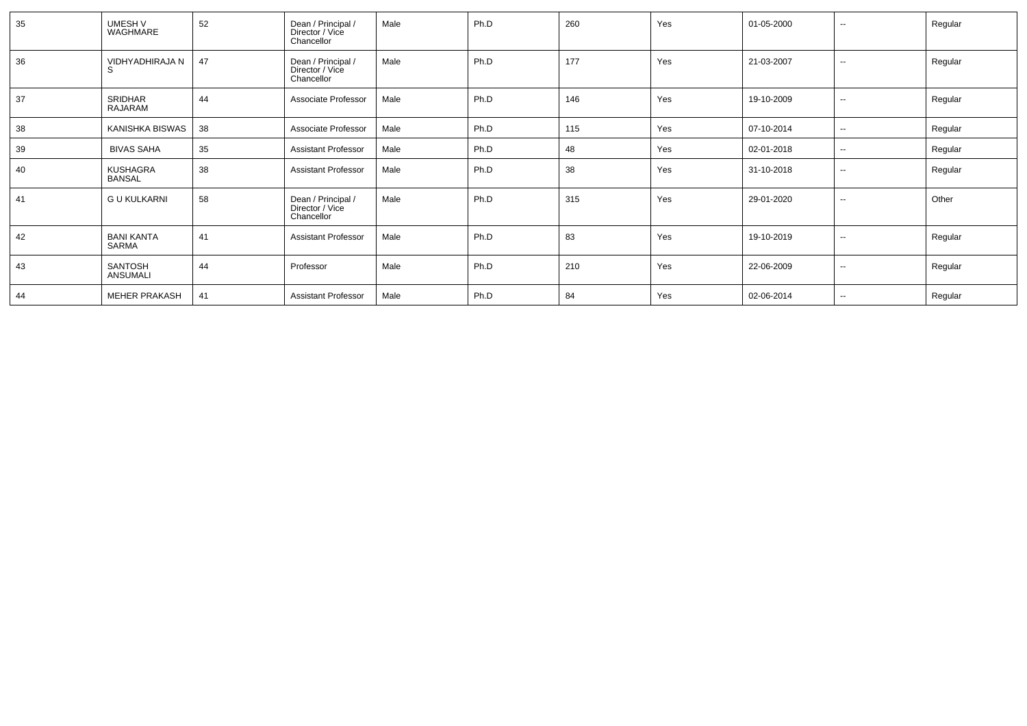| | | | | | | | | | | |
|---|---|---|---|---|---|---|---|---|---|---|
| 35 | UMESH V WAGHMARE | 52 | Dean / Principal / Director / Vice Chancellor | Male | Ph.D | 260 | Yes | 01-05-2000 | -- | Regular |
| 36 | VIDHYADHIRAJA N S | 47 | Dean / Principal / Director / Vice Chancellor | Male | Ph.D | 177 | Yes | 21-03-2007 | -- | Regular |
| 37 | SRIDHAR RAJARAM | 44 | Associate Professor | Male | Ph.D | 146 | Yes | 19-10-2009 | -- | Regular |
| 38 | KANISHKA BISWAS | 38 | Associate Professor | Male | Ph.D | 115 | Yes | 07-10-2014 | -- | Regular |
| 39 | BIVAS SAHA | 35 | Assistant Professor | Male | Ph.D | 48 | Yes | 02-01-2018 | -- | Regular |
| 40 | KUSHAGRA BANSAL | 38 | Assistant Professor | Male | Ph.D | 38 | Yes | 31-10-2018 | -- | Regular |
| 41 | G U KULKARNI | 58 | Dean / Principal / Director / Vice Chancellor | Male | Ph.D | 315 | Yes | 29-01-2020 | -- | Other |
| 42 | BANI KANTA SARMA | 41 | Assistant Professor | Male | Ph.D | 83 | Yes | 19-10-2019 | -- | Regular |
| 43 | SANTOSH ANSUMALI | 44 | Professor | Male | Ph.D | 210 | Yes | 22-06-2009 | -- | Regular |
| 44 | MEHER PRAKASH | 41 | Assistant Professor | Male | Ph.D | 84 | Yes | 02-06-2014 | -- | Regular |